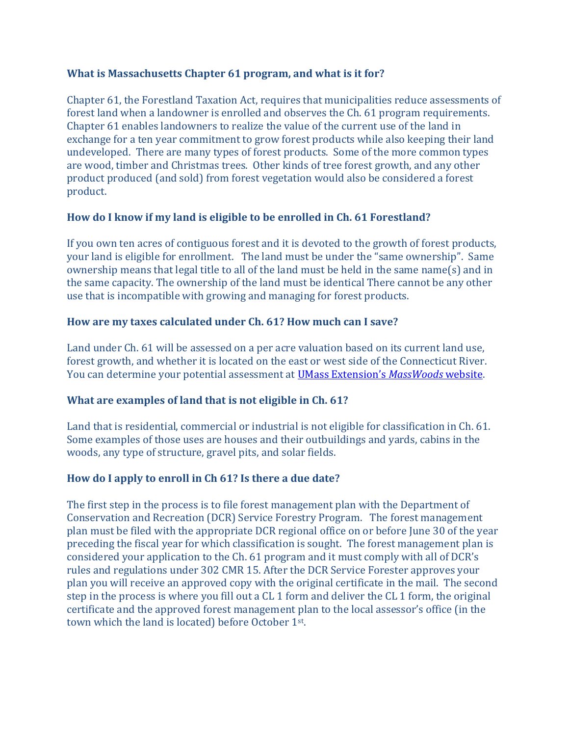### What is Massachusetts Chapter 61 program, and what is it for?

Chapter 61, the Forestland Taxation Act, requires that municipalities reduce assessments of forest land when a landowner is enrolled and observes the Ch. 61 program requirements. Chapter 61 enables landowners to realize the value of the current use of the land in exchange for a ten year commitment to grow forest products while also keeping their land undeveloped. There are many types of forest products. Some of the more common types are wood, timber and Christmas trees. Other kinds of tree forest growth, and any other product produced (and sold) from forest vegetation would also be considered a forest product.

### How do I know if my land is eligible to be enrolled in Ch. 61 Forestland?

If you own ten acres of contiguous forest and it is devoted to the growth of forest products, your land is eligible for enrollment. The land must be under the "same ownership". Same ownership means that legal title to all of the land must be held in the same name(s) and in the same capacity. The ownership of the land must be identical There cannot be any other use that is incompatible with growing and managing for forest products.

### How are my taxes calculated under Ch. 61? How much can I save?

Land under Ch. 61 will be assessed on a per acre valuation based on its current land use, forest growth, and whether it is located on the east or west side of the Connecticut River. You can determine your potential assessment at [UMass Extension's *MassWoods* website](#).

### What are examples of land that is not eligible in Ch. 61?

Land that is residential, commercial or industrial is not eligible for classification in Ch. 61. Some examples of those uses are houses and their outbuildings and yards, cabins in the woods, any type of structure, gravel pits, and solar fields.

### How do I apply to enroll in Ch 61? Is there a due date?

The first step in the process is to file forest management plan with the Department of Conservation and Recreation (DCR) Service Forestry Program. The forest management plan must be filed with the appropriate DCR regional office on or before June 30 of the year preceding the fiscal year for which classification is sought. The forest management plan is considered your application to the Ch. 61 program and it must comply with all of DCR's rules and regulations under 302 CMR 15. After the DCR Service Forester approves your plan you will receive an approved copy with the original certificate in the mail. The second step in the process is where you fill out a CL 1 form and deliver the CL 1 form, the original certificate and the approved forest management plan to the local assessor's office (in the town which the land is located) before October 1st.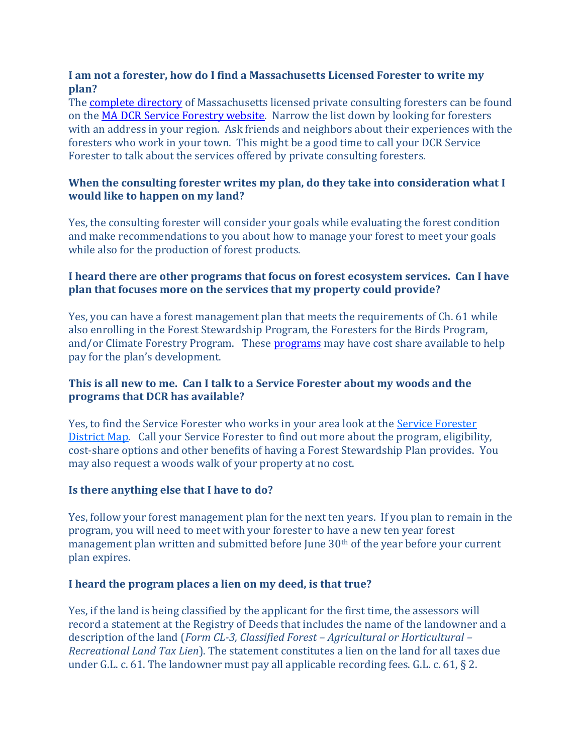**I am not a forester, how do I find a Massachusetts Licensed Forester to write my plan?**

The complete directory of Massachusetts licensed private consulting foresters can be found on the MA DCR Service Forestry website. Narrow the list down by looking for foresters with an address in your region. Ask friends and neighbors about their experiences with the foresters who work in your town. This might be a good time to call your DCR Service Forester to talk about the services offered by private consulting foresters.

**When the consulting forester writes my plan, do they take into consideration what I would like to happen on my land?**

Yes, the consulting forester will consider your goals while evaluating the forest condition and make recommendations to you about how to manage your forest to meet your goals while also for the production of forest products.

**I heard there are other programs that focus on forest ecosystem services. Can I have plan that focuses more on the services that my property could provide?**

Yes, you can have a forest management plan that meets the requirements of Ch. 61 while also enrolling in the Forest Stewardship Program, the Foresters for the Birds Program, and/or Climate Forestry Program. These programs may have cost share available to help pay for the plan's development.

**This is all new to me. Can I talk to a Service Forester about my woods and the programs that DCR has available?**

Yes, to find the Service Forester who works in your area look at the Service Forester District Map. Call your Service Forester to find out more about the program, eligibility, cost-share options and other benefits of having a Forest Stewardship Plan provides. You may also request a woods walk of your property at no cost.

**Is there anything else that I have to do?**

Yes, follow your forest management plan for the next ten years. If you plan to remain in the program, you will need to meet with your forester to have a new ten year forest management plan written and submitted before June 30th of the year before your current plan expires.

**I heard the program places a lien on my deed, is that true?**

Yes, if the land is being classified by the applicant for the first time, the assessors will record a statement at the Registry of Deeds that includes the name of the landowner and a description of the land (*Form CL-3, Classified Forest – Agricultural or Horticultural – Recreational Land Tax Lien*). The statement constitutes a lien on the land for all taxes due under G.L. c. 61. The landowner must pay all applicable recording fees. G.L. c. 61, § 2.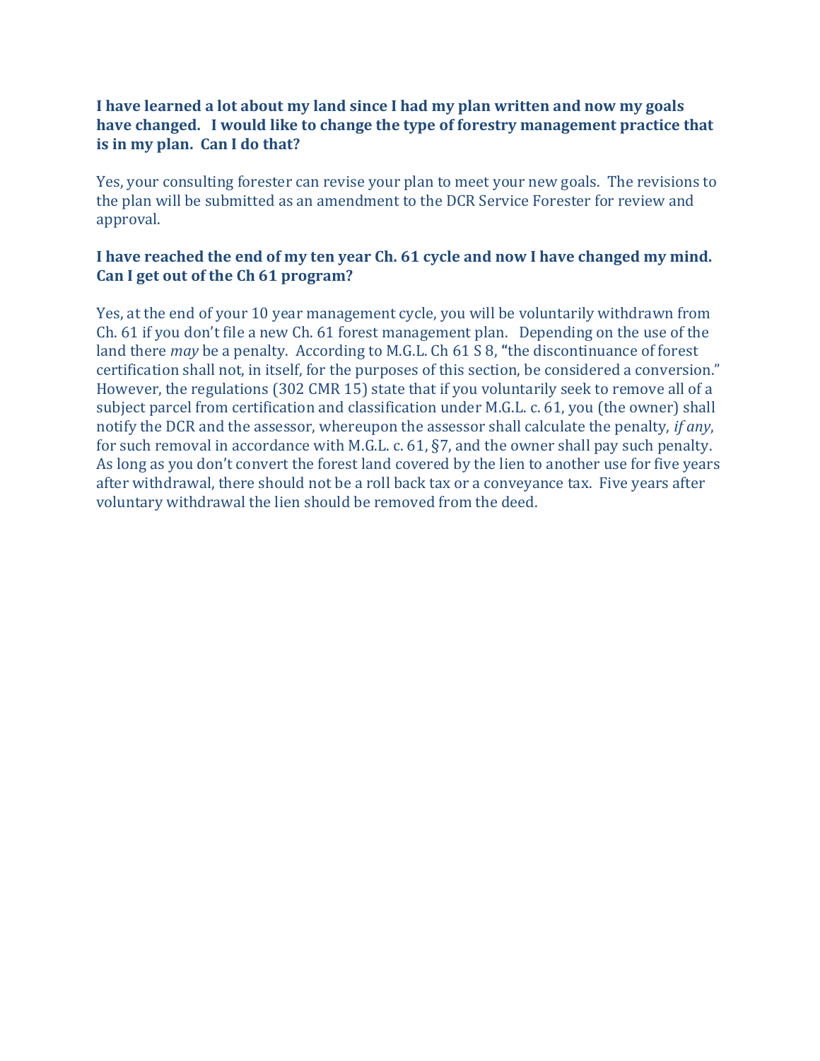**I have learned a lot about my land since I had my plan written and now my goals have changed. I would like to change the type of forestry management practice that is in my plan. Can I do that?**

Yes, your consulting forester can revise your plan to meet your new goals. The revisions to the plan will be submitted as an amendment to the DCR Service Forester for review and approval.

**I have reached the end of my ten year Ch. 61 cycle and now I have changed my mind. Can I get out of the Ch 61 program?**

Yes, at the end of your 10 year management cycle, you will be voluntarily withdrawn from Ch. 61 if you don't file a new Ch. 61 forest management plan. Depending on the use of the land there *may* be a penalty. According to M.G.L. Ch 61 S 8, **"**the discontinuance of forest certification shall not, in itself, for the purposes of this section, be considered a conversion." However, the regulations (302 CMR 15) state that if you voluntarily seek to remove all of a subject parcel from certification and classification under M.G.L. c. 61, you (the owner) shall notify the DCR and the assessor, whereupon the assessor shall calculate the penalty, *if any*, for such removal in accordance with M.G.L. c. 61, §7, and the owner shall pay such penalty. As long as you don't convert the forest land covered by the lien to another use for five years after withdrawal, there should not be a roll back tax or a conveyance tax. Five years after voluntary withdrawal the lien should be removed from the deed.